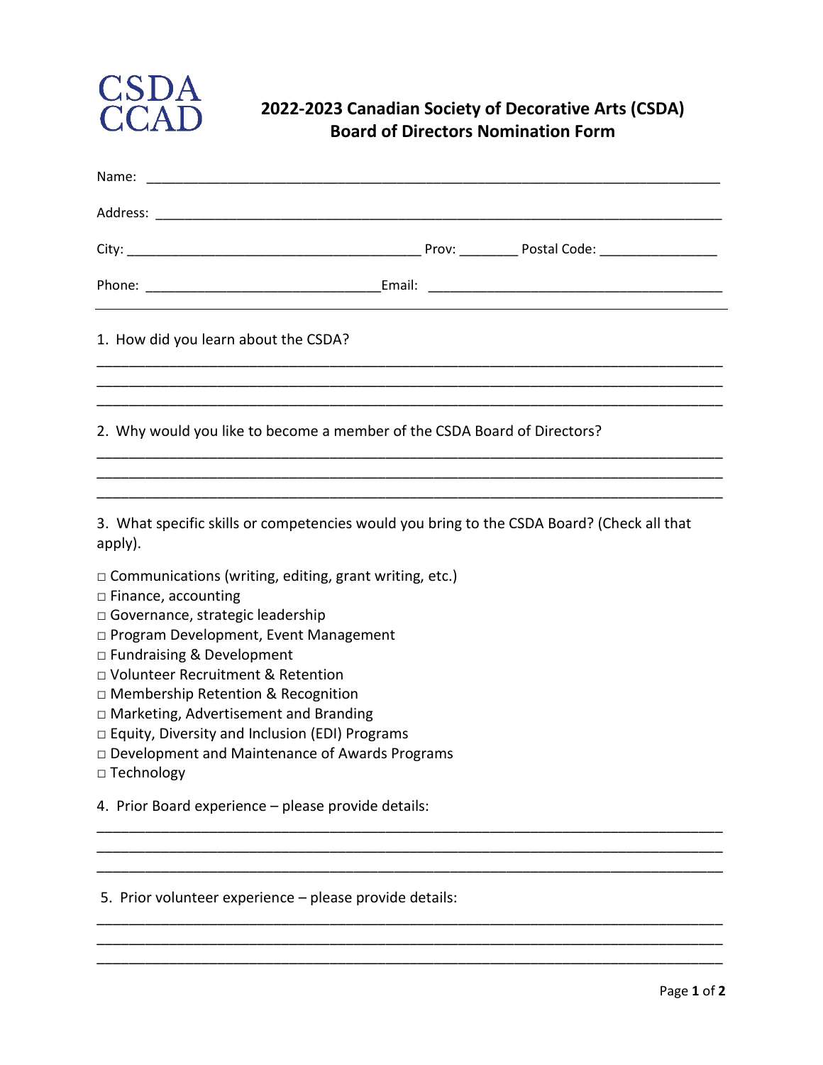CSDA
CCAD

# 2022-2023 Canadian Society of Decorative Arts (CSDA) Board of Directors Nomination Form

Name: ______________________________________________________________________________

Address: ____________________________________________________________________________

City: ________________________________________ Prov: ________ Postal Code: ________________

Phone: _______________________________ Email: ________________________________________

---

1. How did you learn about the CSDA?

____________________________________________________________________________________
____________________________________________________________________________________
____________________________________________________________________________________

2. Why would you like to become a member of the CSDA Board of Directors?

____________________________________________________________________________________
____________________________________________________________________________________
____________________________________________________________________________________

3. What specific skills or competencies would you bring to the CSDA Board? (Check all that apply).

□ Communications (writing, editing, grant writing, etc.)
□ Finance, accounting
□ Governance, strategic leadership
□ Program Development, Event Management
□ Fundraising & Development
□ Volunteer Recruitment & Retention
□ Membership Retention & Recognition
□ Marketing, Advertisement and Branding
□ Equity, Diversity and Inclusion (EDI) Programs
□ Development and Maintenance of Awards Programs
□ Technology

4. Prior Board experience – please provide details:

____________________________________________________________________________________
____________________________________________________________________________________
____________________________________________________________________________________

5. Prior volunteer experience – please provide details:

____________________________________________________________________________________
____________________________________________________________________________________
____________________________________________________________________________________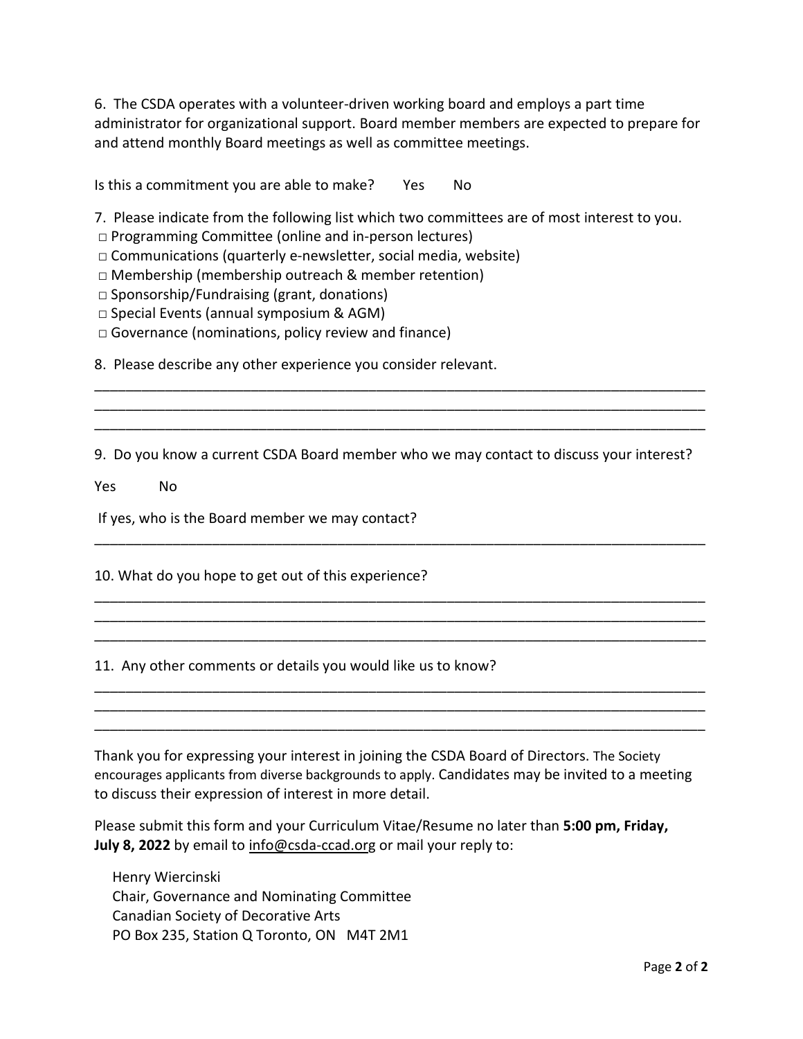6. The CSDA operates with a volunteer-driven working board and employs a part time administrator for organizational support. Board member members are expected to prepare for and attend monthly Board meetings as well as committee meetings.

Is this a commitment you are able to make? Yes No

7. Please indicate from the following list which two committees are of most interest to you.

□ Programming Committee (online and in-person lectures)
□ Communications (quarterly e-newsletter, social media, website)
□ Membership (membership outreach & member retention)
□ Sponsorship/Fundraising (grant, donations)
□ Special Events (annual symposium & AGM)
□ Governance (nominations, policy review and finance)

8. Please describe any other experience you consider relevant.

______________________________________________________________________________
______________________________________________________________________________
______________________________________________________________________________

9. Do you know a current CSDA Board member who we may contact to discuss your interest?

Yes No

If yes, who is the Board member we may contact?

______________________________________________________________________________

10. What do you hope to get out of this experience?

______________________________________________________________________________
______________________________________________________________________________
______________________________________________________________________________

11. Any other comments or details you would like us to know?

______________________________________________________________________________
______________________________________________________________________________
______________________________________________________________________________

Thank you for expressing your interest in joining the CSDA Board of Directors. The Society encourages applicants from diverse backgrounds to apply. Candidates may be invited to a meeting to discuss their expression of interest in more detail.

Please submit this form and your Curriculum Vitae/Resume no later than **5:00 pm, Friday, July 8, 2022** by email to info@csda-ccad.org or mail your reply to:

Henry Wiercinski
Chair, Governance and Nominating Committee
Canadian Society of Decorative Arts
PO Box 235, Station Q Toronto, ON M4T 2M1